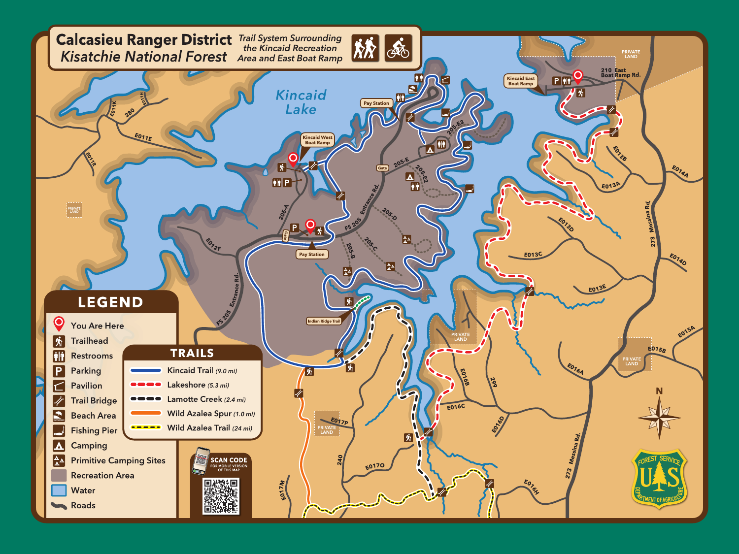# Calcasieu Ranger District
## *Kisatchie National Forest*

*Trail System Surrounding the Kincaid Recreation Area and East Boat Ramp*

## LEGEND

- You Are Here
- Trailhead
- Restrooms
- Parking
- Pavilion
- Trail Bridge
- Beach Area
- Fishing Pier
- Camping
- Primitive Camping Sites
- Recreation Area
- Water
- Roads

## TRAILS

- Kincaid Trail *(9.0 mi)*
- Lakeshore *(5.3 mi)*
- Lamotte Creek *(2.4 mi)*
- Wild Azalea Spur *(1.0 mi)*
- Wild Azalea Trail *(24 mi)*

**SCAN CODE** FOR MOBILE VERSION OF THIS MAP

Kincaid Lake

Kincaid West Boat Ramp

Kincaid East Boat Ramp

210 East Boat Ramp Rd.

Pay Station

Pay Station

Indian Ridge Trail

Gate

Gate

FS 205 Entrance Rd.

FS 205 Entrance Rd.

205-A, 205-B, 205-C, 205-D, 205-E, 205-E2, 205-E3

E011K, E011L, 280, E011E, E011R, E012F

E013A, E013B, E013C, E013D, E013E, E014A, E014D, E015A, E015B

E016A, E016B, E016C, E016D, E016H, 299

E017M, E017O, E017P, 240

273 Messina Rd.

273 Messina Rd.

PRIVATE LAND

N

FOREST SERVICE · U.S. · DEPARTMENT OF AGRICULTURE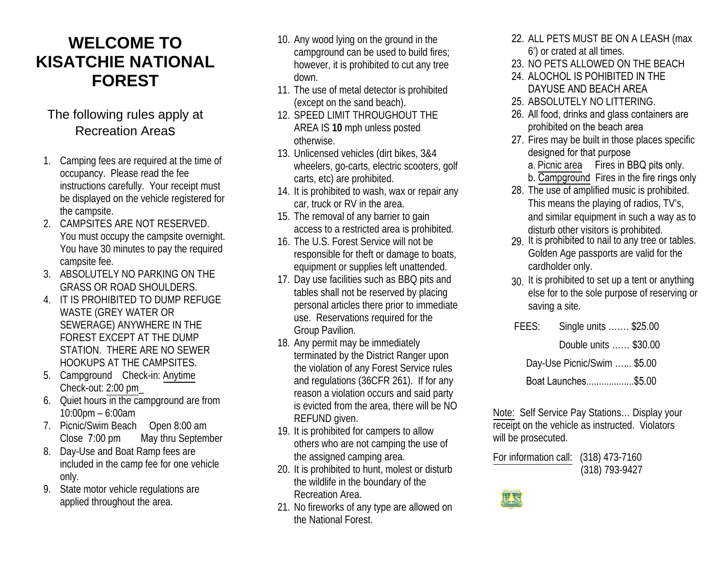# WELCOME TO KISATCHIE NATIONAL FOREST

The following rules apply at Recreation Areas

1. Camping fees are required at the time of occupancy. Please read the fee instructions carefully. Your receipt must be displayed on the vehicle registered for the campsite.
2. CAMPSITES ARE NOT RESERVED. You must occupy the campsite overnight. You have 30 minutes to pay the required campsite fee.
3. ABSOLUTELY NO PARKING ON THE GRASS OR ROAD SHOULDERS.
4. IT IS PROHIBITED TO DUMP REFUGE WASTE (GREY WATER OR SEWERAGE) ANYWHERE IN THE FOREST EXCEPT AT THE DUMP STATION. THERE ARE NO SEWER HOOKUPS AT THE CAMPSITES.
5. Campground Check-in: Anytime
   Check-out: 2:00 pm_
6. Quiet hours in the campground are from 10:00pm – 6:00am
7. Picnic/Swim Beach Open 8:00 am Close 7:00 pm May thru September
8. Day-Use and Boat Ramp fees are included in the camp fee for one vehicle only.
9. State motor vehicle regulations are applied throughout the area.
10. Any wood lying on the ground in the campground can be used to build fires; however, it is prohibited to cut any tree down.
11. The use of metal detector is prohibited (except on the sand beach).
12. SPEED LIMIT THROUGHOUT THE AREA IS **10** mph unless posted otherwise.
13. Unlicensed vehicles (dirt bikes, 3&4 wheelers, go-carts, electric scooters, golf carts, etc) are prohibited.
14. It is prohibited to wash, wax or repair any car, truck or RV in the area.
15. The removal of any barrier to gain access to a restricted area is prohibited.
16. The U.S. Forest Service will not be responsible for theft or damage to boats, equipment or supplies left unattended.
17. Day use facilities such as BBQ pits and tables shall not be reserved by placing personal articles there prior to immediate use. Reservations required for the Group Pavilion.
18. Any permit may be immediately terminated by the District Ranger upon the violation of any Forest Service rules and regulations (36CFR 261). If for any reason a violation occurs and said party is evicted from the area, there will be NO REFUND given.
19. It is prohibited for campers to allow others who are not camping the use of the assigned camping area.
20. It is prohibited to hunt, molest or disturb the wildlife in the boundary of the Recreation Area.
21. No fireworks of any type are allowed on the National Forest.
22. ALL PETS MUST BE ON A LEASH (max 6') or crated at all times.
23. NO PETS ALLOWED ON THE BEACH
24. ALOCHOL IS POHIBITED IN THE DAYUSE AND BEACH AREA
25. ABSOLUTELY NO LITTERING.
26. All food, drinks and glass containers are prohibited on the beach area
27. Fires may be built in those places specific designed for that purpose
   a. Picnic area Fires in BBQ pits only.
   b. Campground Fires in the fire rings only
28. The use of amplified music is prohibited. This means the playing of radios, TV's, and similar equipment in such a way as to disturb other visitors is prohibited.
29. It is prohibited to nail to any tree or tables. Golden Age passports are valid for the cardholder only.
30. It is prohibited to set up a tent or anything else for to the sole purpose of reserving or saving a site.

FEES: Single units ……. $25.00

Double units …… $30.00

Day-Use Picnic/Swim …... $5.00

Boat Launches..................$5.00

Note: Self Service Pay Stations… Display your receipt on the vehicle as instructed. Violators will be prosecuted.

For information call: (318) 473-7160
(318) 793-9427